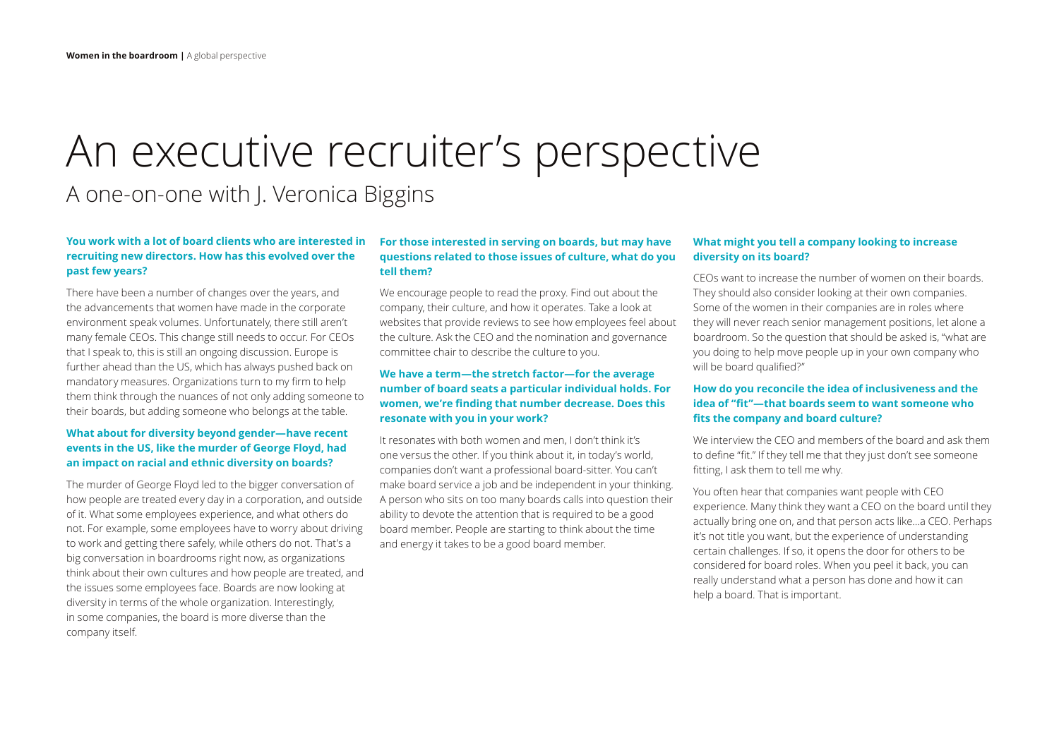# An executive recruiter's perspective

## A one-on-one with J. Veronica Biggins

**You work with a lot of board clients who are interested in recruiting new directors. How has this evolved over the past few years?**

There have been a number of changes over the years, and the advancements that women have made in the corporate environment speak volumes. Unfortunately, there still aren't many female CEOs. This change still needs to occur. For CEOs that I speak to, this is still an ongoing discussion. Europe is further ahead than the US, which has always pushed back on mandatory measures. Organizations turn to my firm to help them think through the nuances of not only adding someone to their boards, but adding someone who belongs at the table.

**What about for diversity beyond gender—have recent events in the US, like the murder of George Floyd, had an impact on racial and ethnic diversity on boards?**

The murder of George Floyd led to the bigger conversation of how people are treated every day in a corporation, and outside of it. What some employees experience, and what others do not. For example, some employees have to worry about driving to work and getting there safely, while others do not. That's a big conversation in boardrooms right now, as organizations think about their own cultures and how people are treated, and the issues some employees face. Boards are now looking at diversity in terms of the whole organization. Interestingly, in some companies, the board is more diverse than the company itself.

**For those interested in serving on boards, but may have questions related to those issues of culture, what do you tell them?**

We encourage people to read the proxy. Find out about the company, their culture, and how it operates. Take a look at websites that provide reviews to see how employees feel about the culture. Ask the CEO and the nomination and governance committee chair to describe the culture to you.

**We have a term—the stretch factor—for the average number of board seats a particular individual holds. For women, we're finding that number decrease. Does this resonate with you in your work?**

It resonates with both women and men, I don't think it's one versus the other. If you think about it, in today's world, companies don't want a professional board-sitter. You can't make board service a job and be independent in your thinking. A person who sits on too many boards calls into question their ability to devote the attention that is required to be a good board member. People are starting to think about the time and energy it takes to be a good board member.

**What might you tell a company looking to increase diversity on its board?**

CEOs want to increase the number of women on their boards. They should also consider looking at their own companies. Some of the women in their companies are in roles where they will never reach senior management positions, let alone a boardroom. So the question that should be asked is, "what are you doing to help move people up in your own company who will be board qualified?"

**How do you reconcile the idea of inclusiveness and the idea of "fit"—that boards seem to want someone who fits the company and board culture?**

We interview the CEO and members of the board and ask them to define "fit." If they tell me that they just don't see someone fitting, I ask them to tell me why.

You often hear that companies want people with CEO experience. Many think they want a CEO on the board until they actually bring one on, and that person acts like…a CEO. Perhaps it's not title you want, but the experience of understanding certain challenges. If so, it opens the door for others to be considered for board roles. When you peel it back, you can really understand what a person has done and how it can help a board. That is important.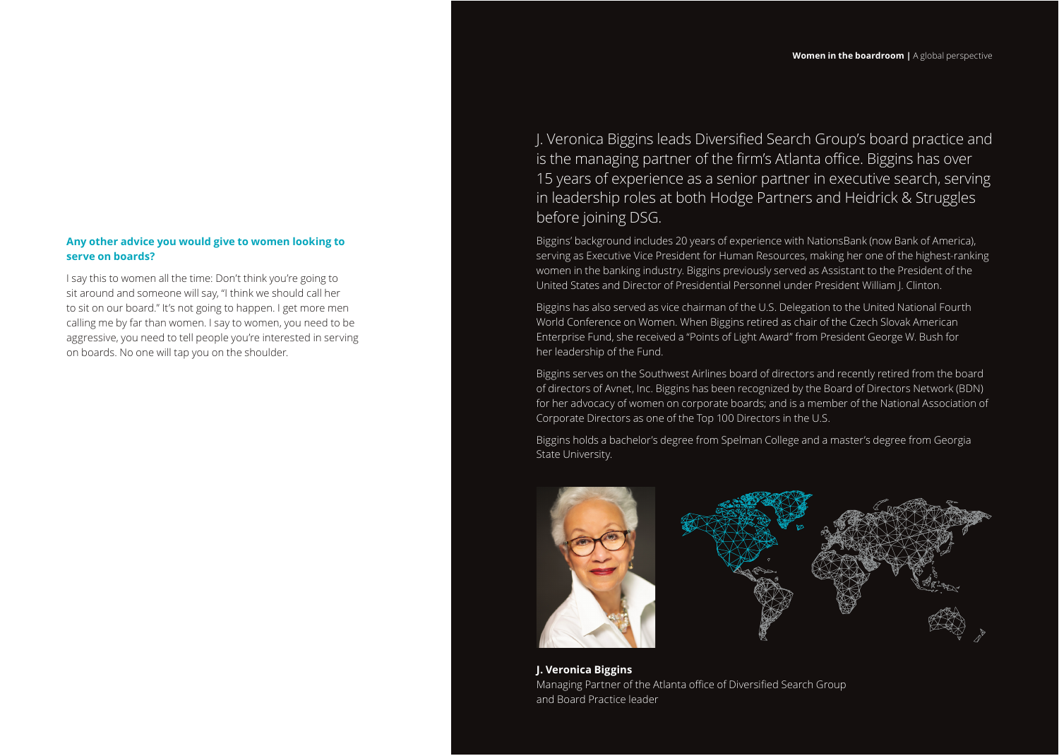**Any other advice you would give to women looking to serve on boards?**

I say this to women all the time: Don't think you're going to sit around and someone will say, "I think we should call her to sit on our board." It's not going to happen. I get more men calling me by far than women. I say to women, you need to be aggressive, you need to tell people you're interested in serving on boards. No one will tap you on the shoulder.

J. Veronica Biggins leads Diversified Search Group's board practice and is the managing partner of the firm's Atlanta office. Biggins has over 15 years of experience as a senior partner in executive search, serving in leadership roles at both Hodge Partners and Heidrick & Struggles before joining DSG.

Biggins' background includes 20 years of experience with NationsBank (now Bank of America), serving as Executive Vice President for Human Resources, making her one of the highest-ranking women in the banking industry. Biggins previously served as Assistant to the President of the United States and Director of Presidential Personnel under President William J. Clinton.

Biggins has also served as vice chairman of the U.S. Delegation to the United National Fourth World Conference on Women. When Biggins retired as chair of the Czech Slovak American Enterprise Fund, she received a "Points of Light Award" from President George W. Bush for her leadership of the Fund.

Biggins serves on the Southwest Airlines board of directors and recently retired from the board of directors of Avnet, Inc. Biggins has been recognized by the Board of Directors Network (BDN) for her advocacy of women on corporate boards; and is a member of the National Association of Corporate Directors as one of the Top 100 Directors in the U.S.

Biggins holds a bachelor's degree from Spelman College and a master's degree from Georgia State University.

**J. Veronica Biggins**
Managing Partner of the Atlanta office of Diversified Search Group and Board Practice leader